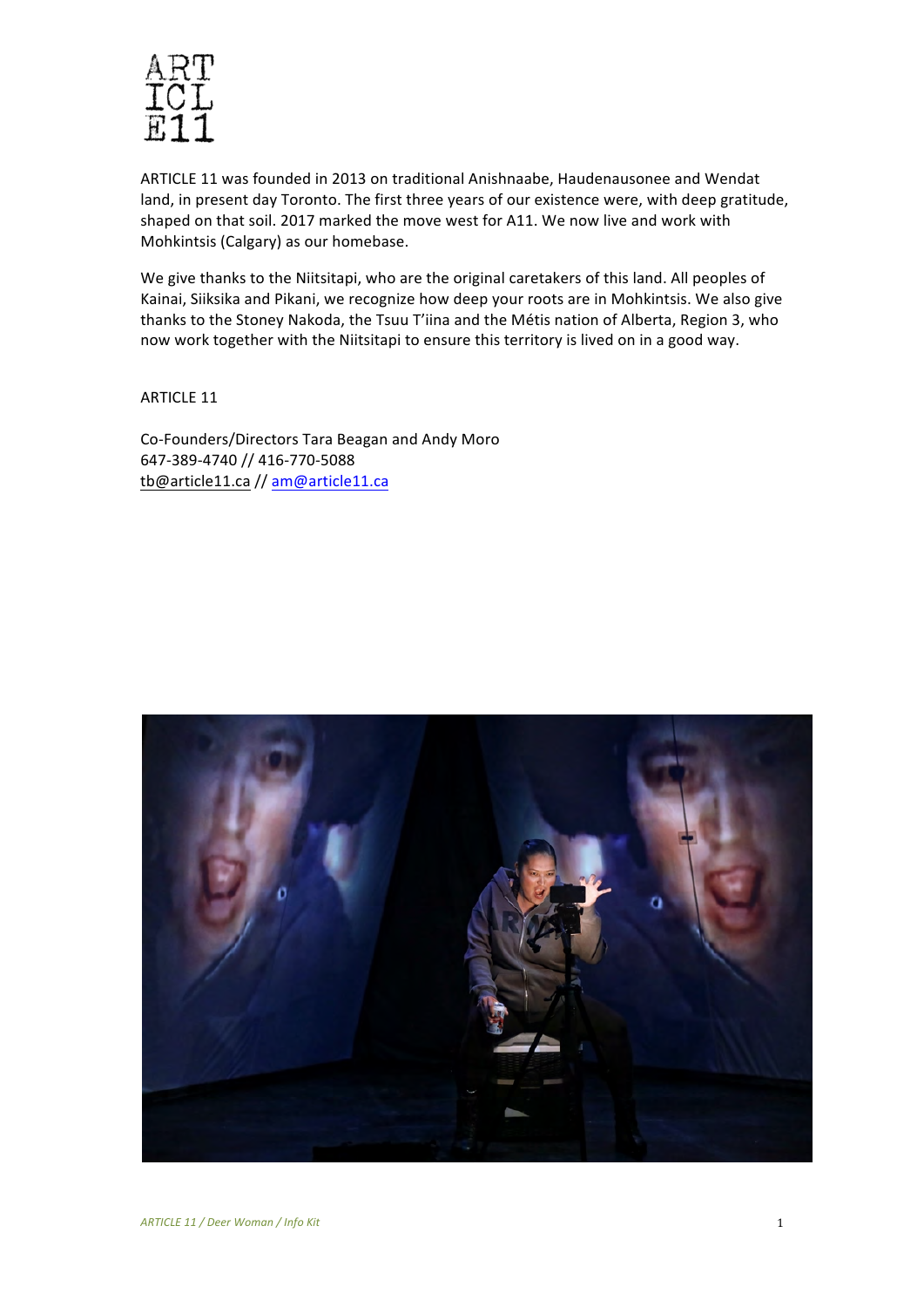ARTICLE 11 was founded in 2013 on traditional Anishnaabe, Haudenausonee and Wendat land, in present day Toronto. The first three years of our existence were, with deep gratitude, shaped on that soil. 2017 marked the move west for A11. We now live and work with Mohkintsis (Calgary) as our homebase.

We give thanks to the Niitsitapi, who are the original caretakers of this land. All peoples of Kainai, Siiksika and Pikani, we recognize how deep your roots are in Mohkintsis. We also give thanks to the Stoney Nakoda, the Tsuu T'iina and the Métis nation of Alberta, Region 3, who now work together with the Niitsitapi to ensure this territory is lived on in a good way.

ARTICLE 11

Co-Founders/Directors Tara Beagan and Andy Moro
647-389-4740 // 416-770-5088
tb@article11.ca // am@article11.ca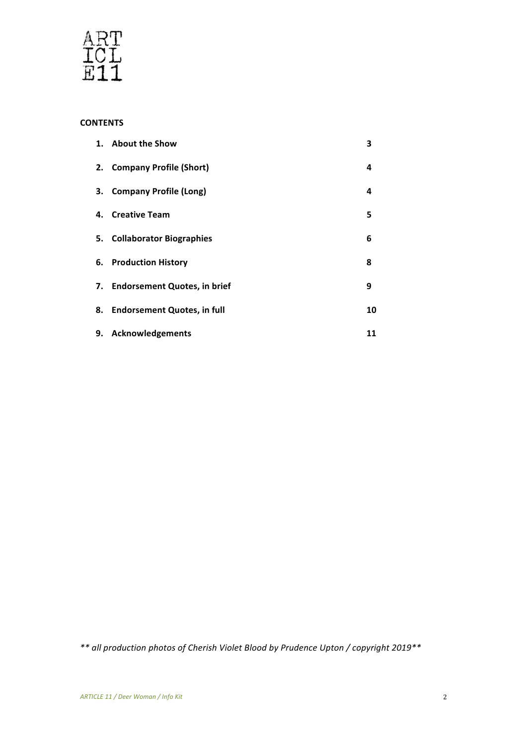**CONTENTS**

| | | |
|---|---|---|
| 1. | **About the Show** | **3** |
| 2. | **Company Profile (Short)** | **4** |
| 3. | **Company Profile (Long)** | **4** |
| 4. | **Creative Team** | **5** |
| 5. | **Collaborator Biographies** | **6** |
| 6. | **Production History** | **8** |
| 7. | **Endorsement Quotes, in brief** | **9** |
| 8. | **Endorsement Quotes, in full** | **10** |
| 9. | **Acknowledgements** | **11** |

*** all production photos of Cherish Violet Blood by Prudence Upton / copyright 2019***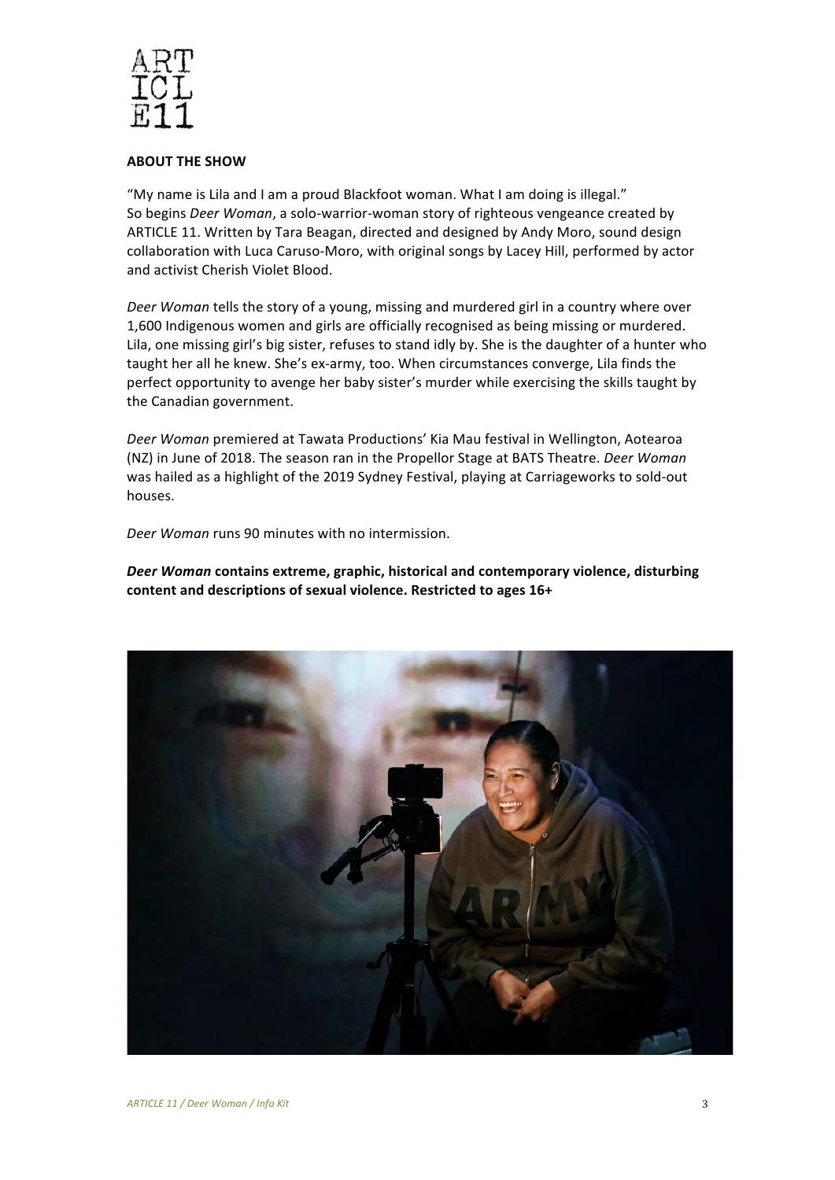## ABOUT THE SHOW

"My name is Lila and I am a proud Blackfoot woman. What I am doing is illegal."
So begins *Deer Woman*, a solo-warrior-woman story of righteous vengeance created by ARTICLE 11. Written by Tara Beagan, directed and designed by Andy Moro, sound design collaboration with Luca Caruso-Moro, with original songs by Lacey Hill, performed by actor and activist Cherish Violet Blood.

*Deer Woman* tells the story of a young, missing and murdered girl in a country where over 1,600 Indigenous women and girls are officially recognised as being missing or murdered. Lila, one missing girl's big sister, refuses to stand idly by. She is the daughter of a hunter who taught her all he knew. She's ex-army, too. When circumstances converge, Lila finds the perfect opportunity to avenge her baby sister's murder while exercising the skills taught by the Canadian government.

*Deer Woman* premiered at Tawata Productions' Kia Mau festival in Wellington, Aotearoa (NZ) in June of 2018. The season ran in the Propellor Stage at BATS Theatre. *Deer Woman* was hailed as a highlight of the 2019 Sydney Festival, playing at Carriageworks to sold-out houses.

*Deer Woman* runs 90 minutes with no intermission.

***Deer Woman* contains extreme, graphic, historical and contemporary violence, disturbing content and descriptions of sexual violence. Restricted to ages 16+**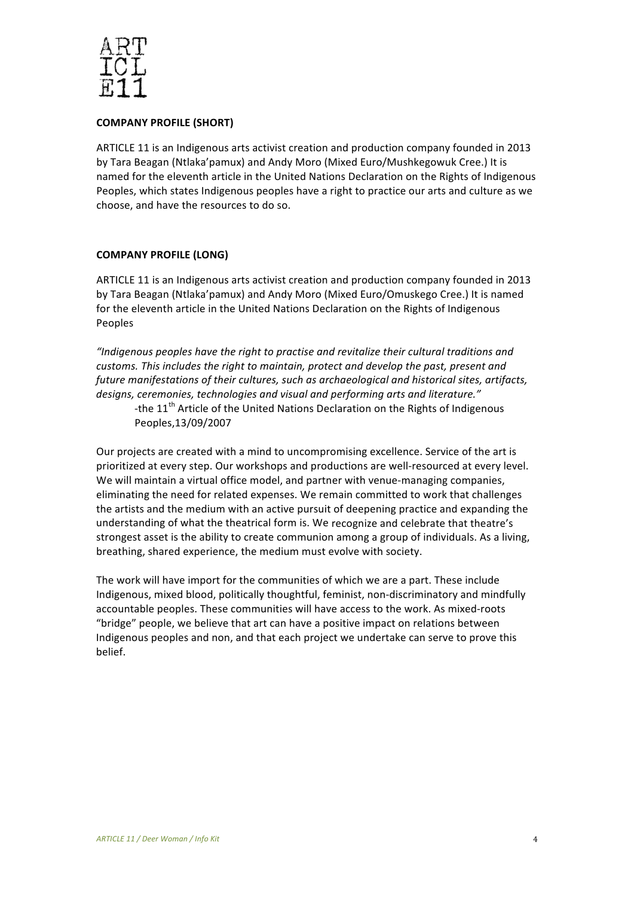ARTICLE 11

**COMPANY PROFILE (SHORT)**

ARTICLE 11 is an Indigenous arts activist creation and production company founded in 2013 by Tara Beagan (Ntlaka'pamux) and Andy Moro (Mixed Euro/Mushkegowuk Cree.) It is named for the eleventh article in the United Nations Declaration on the Rights of Indigenous Peoples, which states Indigenous peoples have a right to practice our arts and culture as we choose, and have the resources to do so.

**COMPANY PROFILE (LONG)**

ARTICLE 11 is an Indigenous arts activist creation and production company founded in 2013 by Tara Beagan (Ntlaka'pamux) and Andy Moro (Mixed Euro/Omuskego Cree.) It is named for the eleventh article in the United Nations Declaration on the Rights of Indigenous Peoples

*"Indigenous peoples have the right to practise and revitalize their cultural traditions and customs. This includes the right to maintain, protect and develop the past, present and future manifestations of their cultures, such as archaeological and historical sites, artifacts, designs, ceremonies, technologies and visual and performing arts and literature."*

> -the 11th Article of the United Nations Declaration on the Rights of Indigenous Peoples,13/09/2007

Our projects are created with a mind to uncompromising excellence. Service of the art is prioritized at every step. Our workshops and productions are well-resourced at every level. We will maintain a virtual office model, and partner with venue-managing companies, eliminating the need for related expenses. We remain committed to work that challenges the artists and the medium with an active pursuit of deepening practice and expanding the understanding of what the theatrical form is. We recognize and celebrate that theatre's strongest asset is the ability to create communion among a group of individuals. As a living, breathing, shared experience, the medium must evolve with society.

The work will have import for the communities of which we are a part. These include Indigenous, mixed blood, politically thoughtful, feminist, non-discriminatory and mindfully accountable peoples. These communities will have access to the work. As mixed-roots "bridge" people, we believe that art can have a positive impact on relations between Indigenous peoples and non, and that each project we undertake can serve to prove this belief.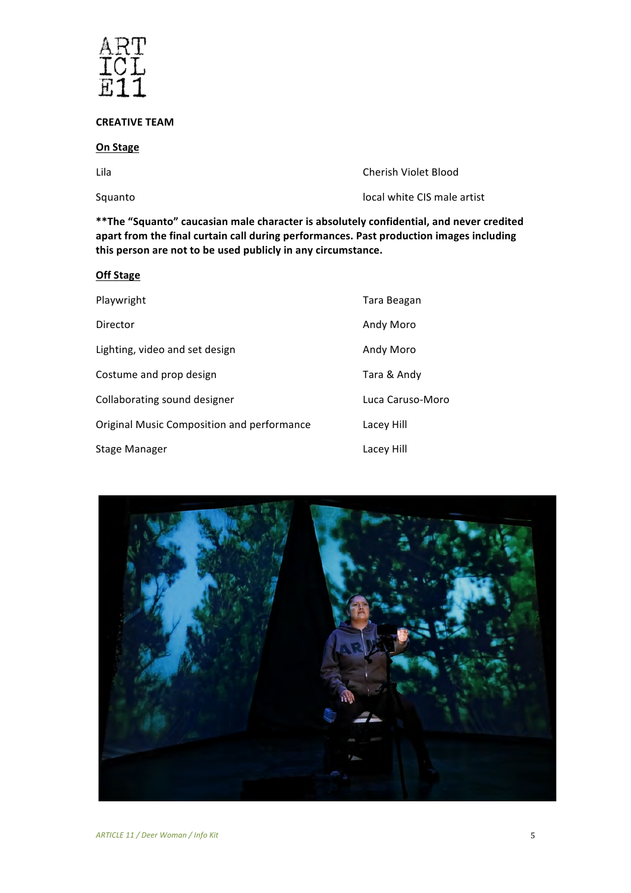ART
ICL
E11

**CREATIVE TEAM**

**On Stage**

| | |
|---|---|
| Lila | Cherish Violet Blood |
| Squanto | local white CIS male artist |

**\*\*The "Squanto" caucasian male character is absolutely confidential, and never credited apart from the final curtain call during performances. Past production images including this person are not to be used publicly in any circumstance.**

**Off Stage**

| | |
|---|---|
| Playwright | Tara Beagan |
| Director | Andy Moro |
| Lighting, video and set design | Andy Moro |
| Costume and prop design | Tara & Andy |
| Collaborating sound designer | Luca Caruso-Moro |
| Original Music Composition and performance | Lacey Hill |
| Stage Manager | Lacey Hill |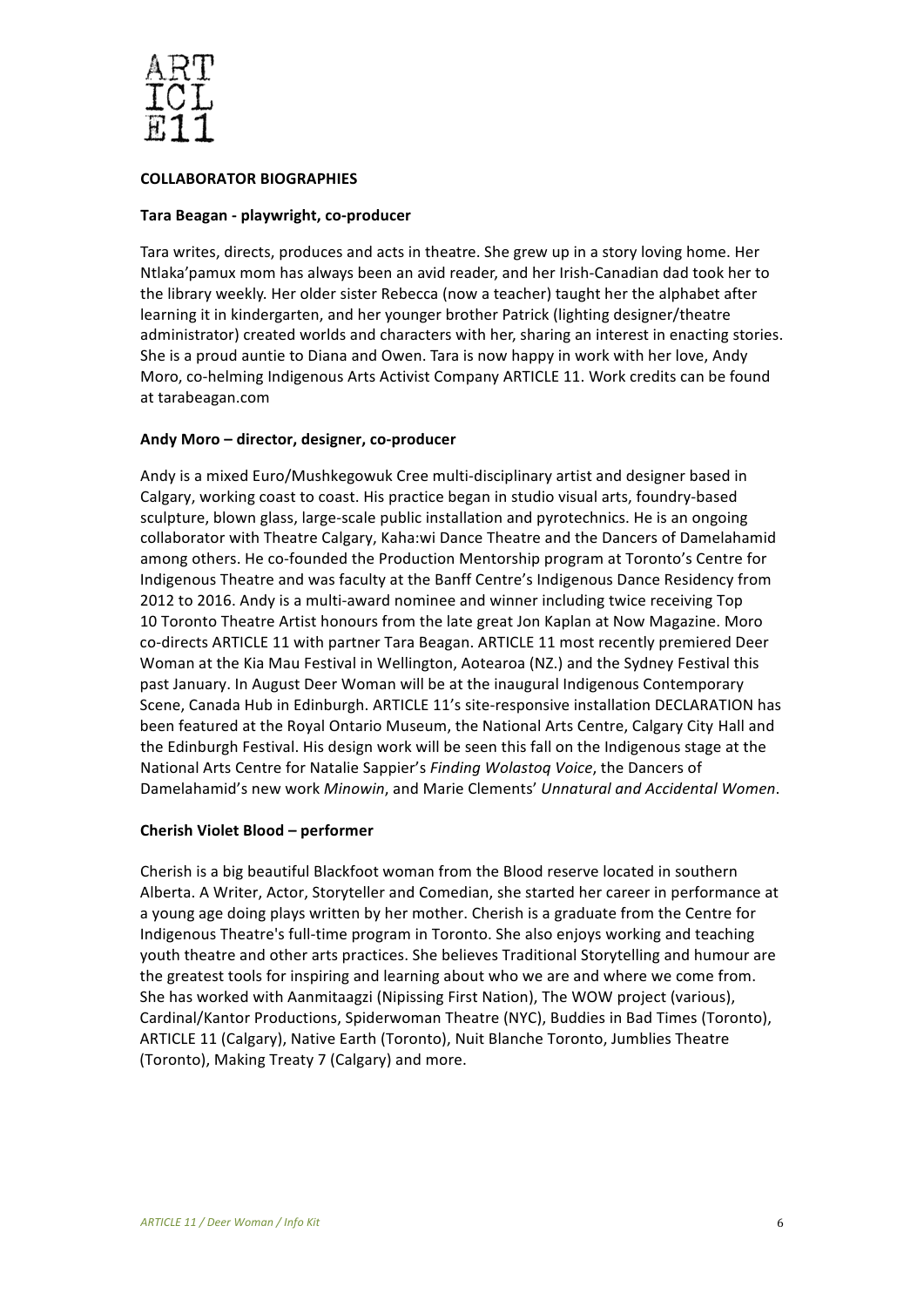## COLLABORATOR BIOGRAPHIES

### Tara Beagan - playwright, co-producer

Tara writes, directs, produces and acts in theatre. She grew up in a story loving home. Her Ntlaka'pamux mom has always been an avid reader, and her Irish-Canadian dad took her to the library weekly. Her older sister Rebecca (now a teacher) taught her the alphabet after learning it in kindergarten, and her younger brother Patrick (lighting designer/theatre administrator) created worlds and characters with her, sharing an interest in enacting stories. She is a proud auntie to Diana and Owen. Tara is now happy in work with her love, Andy Moro, co-helming Indigenous Arts Activist Company ARTICLE 11. Work credits can be found at tarabeagan.com

### Andy Moro – director, designer, co-producer

Andy is a mixed Euro/Mushkegowuk Cree multi-disciplinary artist and designer based in Calgary, working coast to coast. His practice began in studio visual arts, foundry-based sculpture, blown glass, large-scale public installation and pyrotechnics. He is an ongoing collaborator with Theatre Calgary, Kaha:wi Dance Theatre and the Dancers of Damelahamid among others. He co-founded the Production Mentorship program at Toronto's Centre for Indigenous Theatre and was faculty at the Banff Centre's Indigenous Dance Residency from 2012 to 2016. Andy is a multi-award nominee and winner including twice receiving Top 10 Toronto Theatre Artist honours from the late great Jon Kaplan at Now Magazine. Moro co-directs ARTICLE 11 with partner Tara Beagan. ARTICLE 11 most recently premiered Deer Woman at the Kia Mau Festival in Wellington, Aotearoa (NZ.) and the Sydney Festival this past January. In August Deer Woman will be at the inaugural Indigenous Contemporary Scene, Canada Hub in Edinburgh. ARTICLE 11's site-responsive installation DECLARATION has been featured at the Royal Ontario Museum, the National Arts Centre, Calgary City Hall and the Edinburgh Festival. His design work will be seen this fall on the Indigenous stage at the National Arts Centre for Natalie Sappier's *Finding Wolastoq Voice*, the Dancers of Damelahamid's new work *Minowin*, and Marie Clements' *Unnatural and Accidental Women*.

### Cherish Violet Blood – performer

Cherish is a big beautiful Blackfoot woman from the Blood reserve located in southern Alberta. A Writer, Actor, Storyteller and Comedian, she started her career in performance at a young age doing plays written by her mother. Cherish is a graduate from the Centre for Indigenous Theatre's full-time program in Toronto. She also enjoys working and teaching youth theatre and other arts practices. She believes Traditional Storytelling and humour are the greatest tools for inspiring and learning about who we are and where we come from. She has worked with Aanmitaagzi (Nipissing First Nation), The WOW project (various), Cardinal/Kantor Productions, Spiderwoman Theatre (NYC), Buddies in Bad Times (Toronto), ARTICLE 11 (Calgary), Native Earth (Toronto), Nuit Blanche Toronto, Jumblies Theatre (Toronto), Making Treaty 7 (Calgary) and more.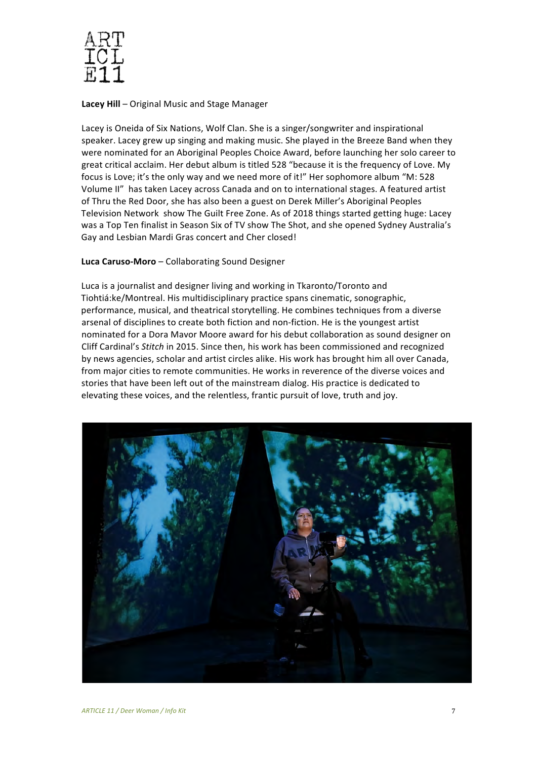**Lacey Hill** – Original Music and Stage Manager

Lacey is Oneida of Six Nations, Wolf Clan. She is a singer/songwriter and inspirational speaker. Lacey grew up singing and making music. She played in the Breeze Band when they were nominated for an Aboriginal Peoples Choice Award, before launching her solo career to great critical acclaim. Her debut album is titled 528 "because it is the frequency of Love. My focus is Love; it's the only way and we need more of it!" Her sophomore album "M: 528 Volume II" has taken Lacey across Canada and on to international stages. A featured artist of Thru the Red Door, she has also been a guest on Derek Miller's Aboriginal Peoples Television Network show The Guilt Free Zone. As of 2018 things started getting huge: Lacey was a Top Ten finalist in Season Six of TV show The Shot, and she opened Sydney Australia's Gay and Lesbian Mardi Gras concert and Cher closed!

**Luca Caruso-Moro** – Collaborating Sound Designer

Luca is a journalist and designer living and working in Tkaronto/Toronto and Tiohtiá:ke/Montreal. His multidisciplinary practice spans cinematic, sonographic, performance, musical, and theatrical storytelling. He combines techniques from a diverse arsenal of disciplines to create both fiction and non-fiction. He is the youngest artist nominated for a Dora Mavor Moore award for his debut collaboration as sound designer on Cliff Cardinal's *Stitch* in 2015. Since then, his work has been commissioned and recognized by news agencies, scholar and artist circles alike. His work has brought him all over Canada, from major cities to remote communities. He works in reverence of the diverse voices and stories that have been left out of the mainstream dialog. His practice is dedicated to elevating these voices, and the relentless, frantic pursuit of love, truth and joy.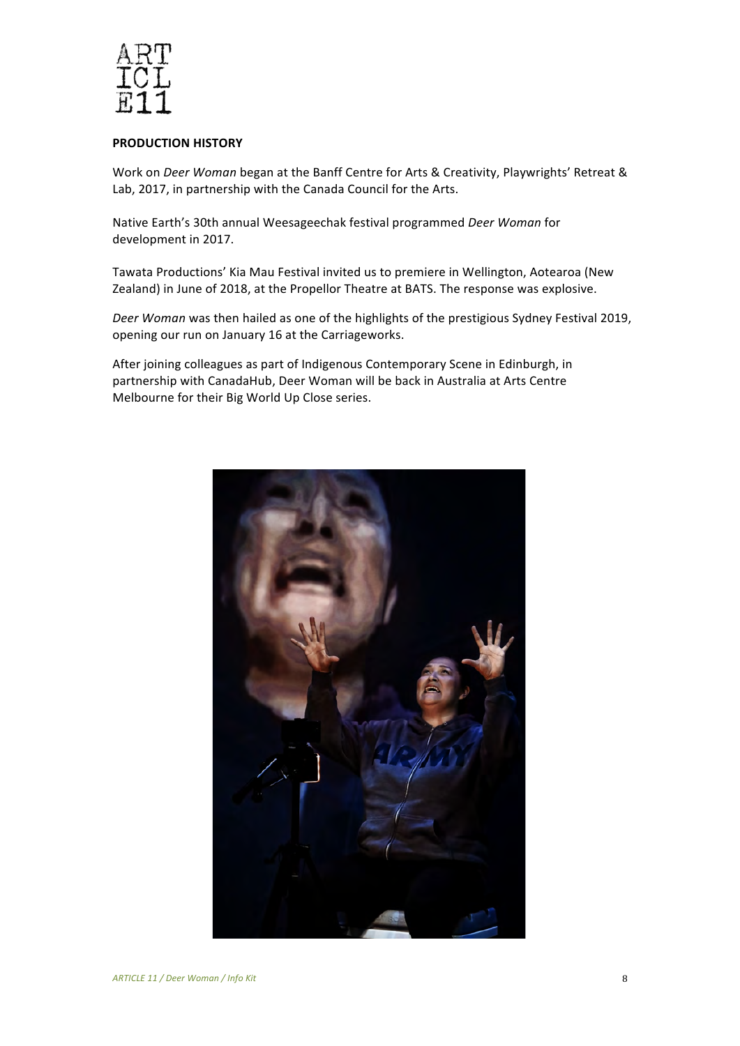**PRODUCTION HISTORY**

Work on *Deer Woman* began at the Banff Centre for Arts & Creativity, Playwrights' Retreat & Lab, 2017, in partnership with the Canada Council for the Arts.

Native Earth's 30th annual Weesageechak festival programmed *Deer Woman* for development in 2017.

Tawata Productions' Kia Mau Festival invited us to premiere in Wellington, Aotearoa (New Zealand) in June of 2018, at the Propellor Theatre at BATS. The response was explosive.

*Deer Woman* was then hailed as one of the highlights of the prestigious Sydney Festival 2019, opening our run on January 16 at the Carriageworks.

After joining colleagues as part of Indigenous Contemporary Scene in Edinburgh, in partnership with CanadaHub, Deer Woman will be back in Australia at Arts Centre Melbourne for their Big World Up Close series.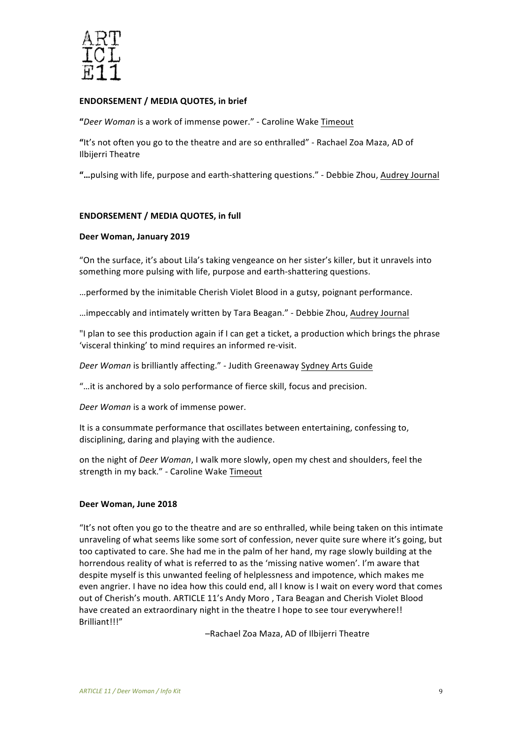ART
ICL
E11

**ENDORSEMENT / MEDIA QUOTES, in brief**

**"***Deer Woman* is a work of immense power." - Caroline Wake Timeout

**"**It's not often you go to the theatre and are so enthralled" - Rachael Zoa Maza, AD of Ilbijerri Theatre

**"…**pulsing with life, purpose and earth-shattering questions." - Debbie Zhou, Audrey Journal

**ENDORSEMENT / MEDIA QUOTES, in full**

**Deer Woman, January 2019**

"On the surface, it's about Lila's taking vengeance on her sister's killer, but it unravels into something more pulsing with life, purpose and earth-shattering questions.

…performed by the inimitable Cherish Violet Blood in a gutsy, poignant performance.

…impeccably and intimately written by Tara Beagan." - Debbie Zhou, Audrey Journal

"I plan to see this production again if I can get a ticket, a production which brings the phrase 'visceral thinking' to mind requires an informed re-visit.

*Deer Woman* is brilliantly affecting." - Judith Greenaway Sydney Arts Guide

"…it is anchored by a solo performance of fierce skill, focus and precision.

*Deer Woman* is a work of immense power.

It is a consummate performance that oscillates between entertaining, confessing to, disciplining, daring and playing with the audience.

on the night of *Deer Woman*, I walk more slowly, open my chest and shoulders, feel the strength in my back." - Caroline Wake Timeout

**Deer Woman, June 2018**

"It's not often you go to the theatre and are so enthralled, while being taken on this intimate unraveling of what seems like some sort of confession, never quite sure where it's going, but too captivated to care. She had me in the palm of her hand, my rage slowly building at the horrendous reality of what is referred to as the 'missing native women'. I'm aware that despite myself is this unwanted feeling of helplessness and impotence, which makes me even angrier. I have no idea how this could end, all I know is I wait on every word that comes out of Cherish's mouth. ARTICLE 11's Andy Moro , Tara Beagan and Cherish Violet Blood have created an extraordinary night in the theatre I hope to see tour everywhere!! Brilliant!!!"

–Rachael Zoa Maza, AD of Ilbijerri Theatre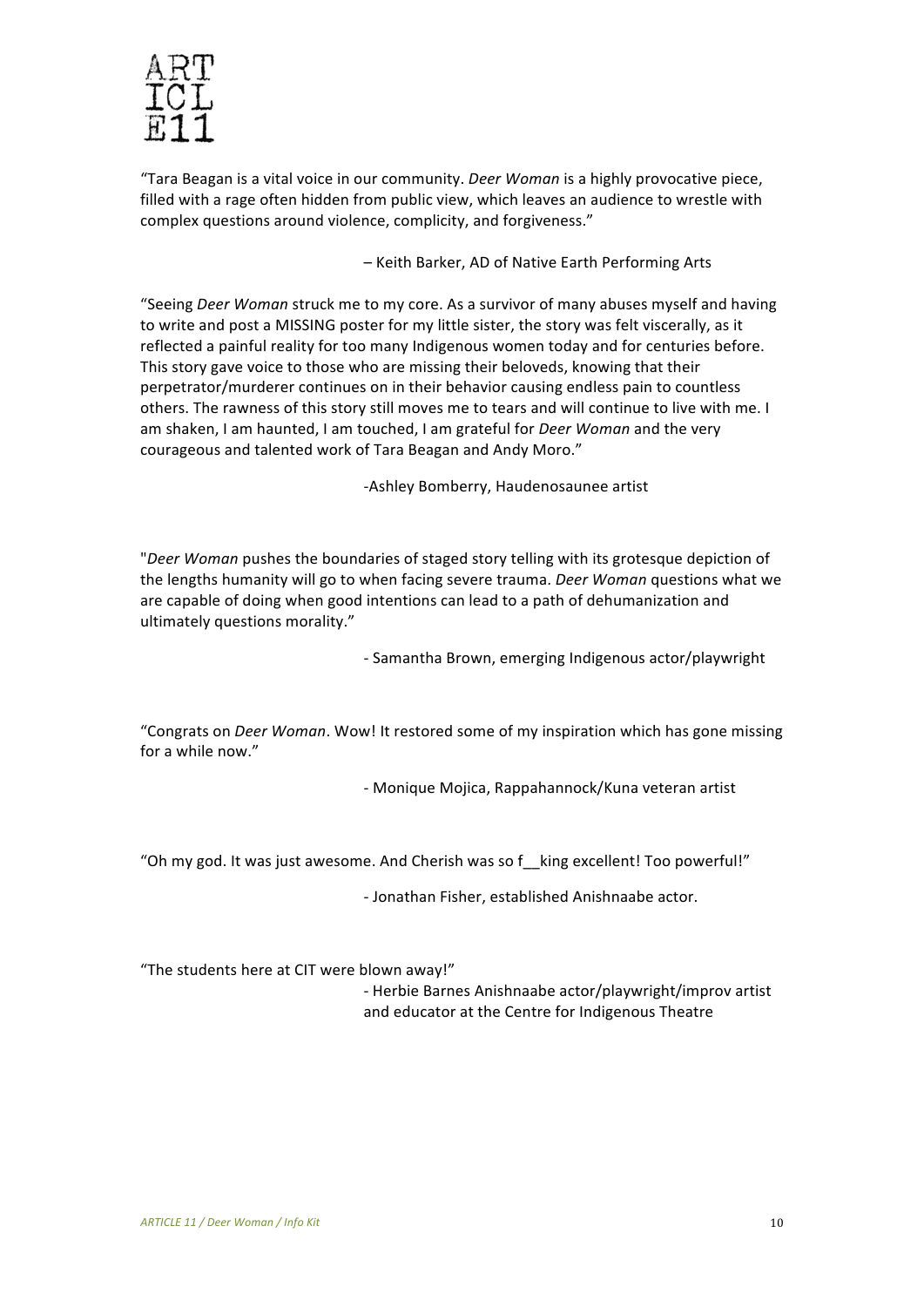"Tara Beagan is a vital voice in our community. *Deer Woman* is a highly provocative piece, filled with a rage often hidden from public view, which leaves an audience to wrestle with complex questions around violence, complicity, and forgiveness."

– Keith Barker, AD of Native Earth Performing Arts

"Seeing *Deer Woman* struck me to my core. As a survivor of many abuses myself and having to write and post a MISSING poster for my little sister, the story was felt viscerally, as it reflected a painful reality for too many Indigenous women today and for centuries before. This story gave voice to those who are missing their beloveds, knowing that their perpetrator/murderer continues on in their behavior causing endless pain to countless others. The rawness of this story still moves me to tears and will continue to live with me. I am shaken, I am haunted, I am touched, I am grateful for *Deer Woman* and the very courageous and talented work of Tara Beagan and Andy Moro."

-Ashley Bomberry, Haudenosaunee artist

"*Deer Woman* pushes the boundaries of staged story telling with its grotesque depiction of the lengths humanity will go to when facing severe trauma. *Deer Woman* questions what we are capable of doing when good intentions can lead to a path of dehumanization and ultimately questions morality."

- Samantha Brown, emerging Indigenous actor/playwright

"Congrats on *Deer Woman*. Wow! It restored some of my inspiration which has gone missing for a while now."

- Monique Mojica, Rappahannock/Kuna veteran artist

"Oh my god. It was just awesome. And Cherish was so f__king excellent! Too powerful!"

- Jonathan Fisher, established Anishnaabe actor.

"The students here at CIT were blown away!"

- Herbie Barnes Anishnaabe actor/playwright/improv artist and educator at the Centre for Indigenous Theatre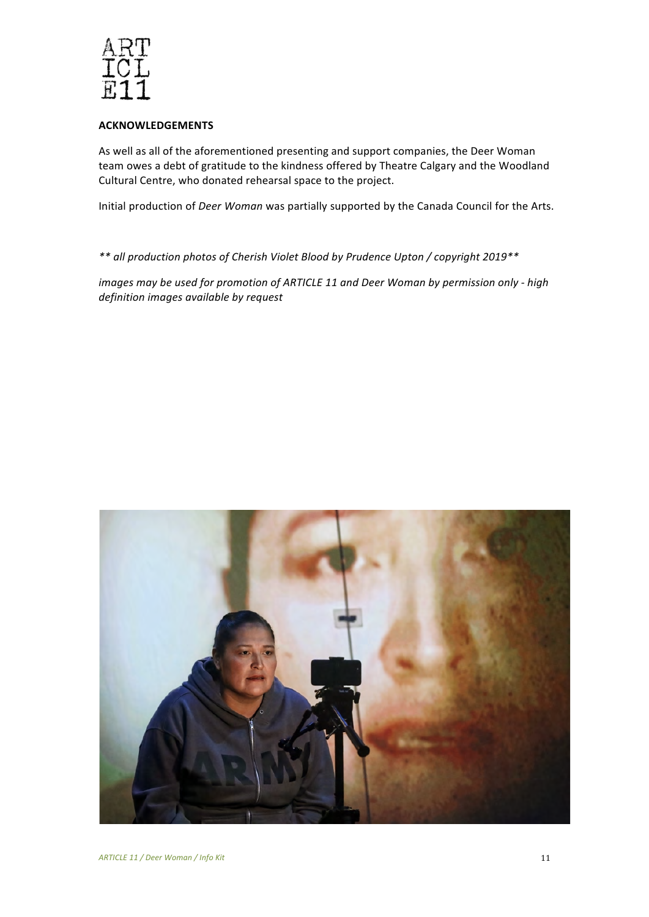## ACKNOWLEDGEMENTS

As well as all of the aforementioned presenting and support companies, the Deer Woman team owes a debt of gratitude to the kindness offered by Theatre Calgary and the Woodland Cultural Centre, who donated rehearsal space to the project.

Initial production of *Deer Woman* was partially supported by the Canada Council for the Arts.

*** all production photos of Cherish Violet Blood by Prudence Upton / copyright 2019***

*images may be used for promotion of ARTICLE 11 and Deer Woman by permission only - high definition images available by request*